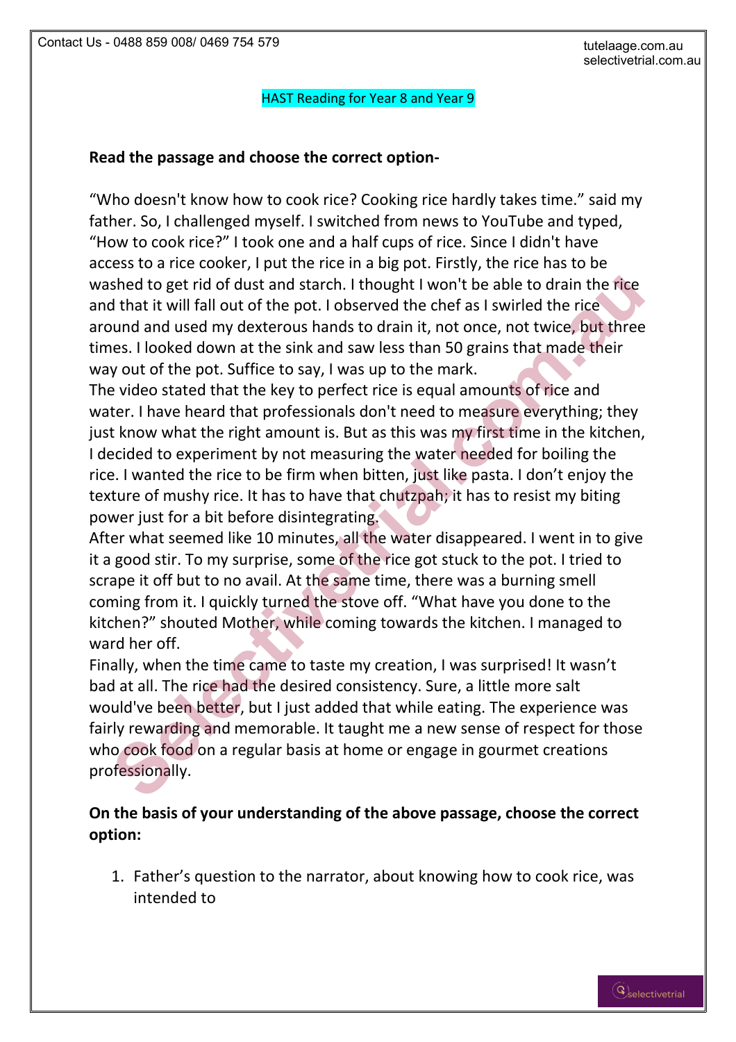HAST Reading for Year 8 and Year 9

**Read the passage and choose the correct option-**

"Who doesn't know how to cook rice? Cooking rice hardly takes time." said my father. So, I challenged myself. I switched from news to YouTube and typed, "How to cook rice?" I took one and a half cups of rice. Since I didn't have access to a rice cooker, I put the rice in a big pot. Firstly, the rice has to be washed to get rid of dust and starch. I thought I won't be able to drain the rice and that it will fall out of the pot. I observed the chef as I swirled the rice around and used my dexterous hands to drain it, not once, not twice, but three times. I looked down at the sink and saw less than 50 grains that made their way out of the pot. Suffice to say, I was up to the mark.

The video stated that the key to perfect rice is equal amounts of rice and water. I have heard that professionals don't need to measure everything; they just know what the right amount is. But as this was my first time in the kitchen, I decided to experiment by not measuring the water needed for boiling the rice. I wanted the rice to be firm when bitten, just like pasta. I don't enjoy the texture of mushy rice. It has to have that chutzpah; it has to resist my biting power just for a bit before disintegrating.

After what seemed like 10 minutes, all the water disappeared. I went in to give it a good stir. To my surprise, some of the rice got stuck to the pot. I tried to scrape it off but to no avail. At the same time, there was a burning smell coming from it. I quickly turned the stove off. "What have you done to the kitchen?" shouted Mother, while coming towards the kitchen. I managed to ward her off.

Finally, when the time came to taste my creation, I was surprised! It wasn't bad at all. The rice had the desired consistency. Sure, a little more salt would've been better, but I just added that while eating. The experience was fairly rewarding and memorable. It taught me a new sense of respect for those who cook food on a regular basis at home or engage in gourmet creations professionally.

**On the basis of your understanding of the above passage, choose the correct option:**

1. Father's question to the narrator, about knowing how to cook rice, was intended to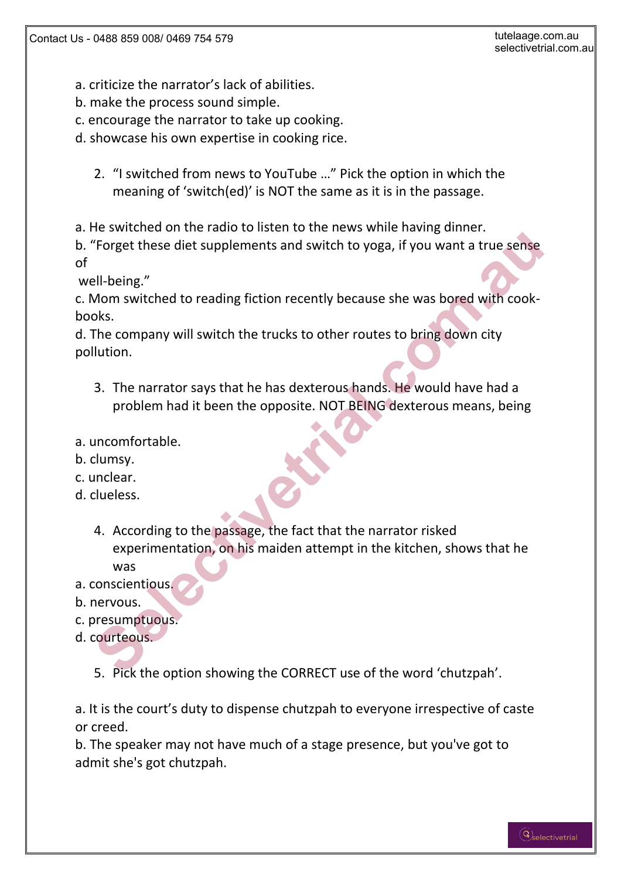a. criticize the narrator's lack of abilities.
b. make the process sound simple.
c. encourage the narrator to take up cooking.
d. showcase his own expertise in cooking rice.

2. "I switched from news to YouTube …" Pick the option in which the meaning of 'switch(ed)' is NOT the same as it is in the passage.

a. He switched on the radio to listen to the news while having dinner.
b. "Forget these diet supplements and switch to yoga, if you want a true sense of well-being."
c. Mom switched to reading fiction recently because she was bored with cook-books.
d. The company will switch the trucks to other routes to bring down city pollution.

3. The narrator says that he has dexterous hands. He would have had a problem had it been the opposite. NOT BEING dexterous means, being

a. uncomfortable.
b. clumsy.
c. unclear.
d. clueless.

4. According to the passage, the fact that the narrator risked experimentation, on his maiden attempt in the kitchen, shows that he was

a. conscientious.
b. nervous.
c. presumptuous.
d. courteous.

5. Pick the option showing the CORRECT use of the word 'chutzpah'.

a. It is the court's duty to dispense chutzpah to everyone irrespective of caste or creed.
b. The speaker may not have much of a stage presence, but you've got to admit she's got chutzpah.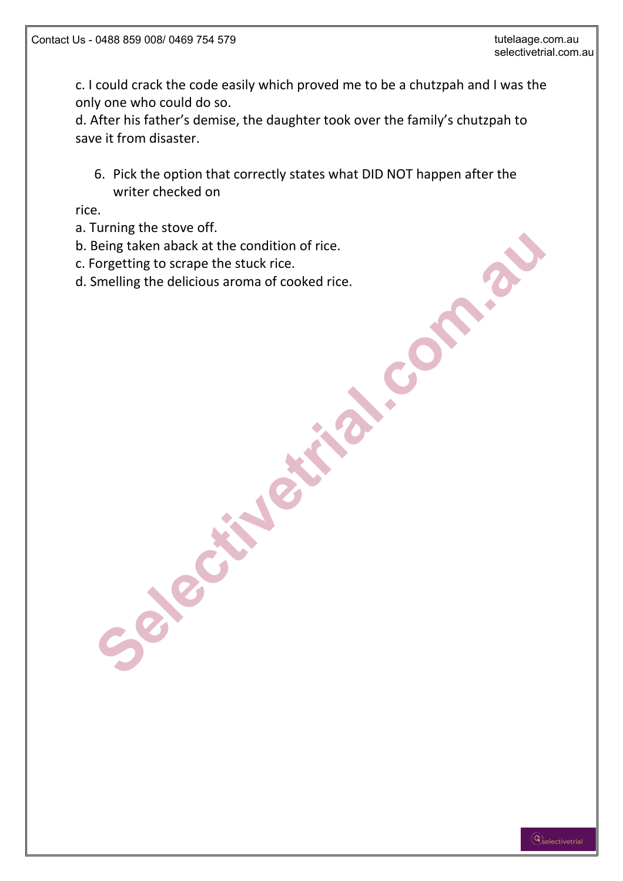c. I could crack the code easily which proved me to be a chutzpah and I was the only one who could do so.

d. After his father's demise, the daughter took over the family's chutzpah to save it from disaster.

6. Pick the option that correctly states what DID NOT happen after the writer checked on rice.

a. Turning the stove off.

b. Being taken aback at the condition of rice.

c. Forgetting to scrape the stuck rice.

d. Smelling the delicious aroma of cooked rice.